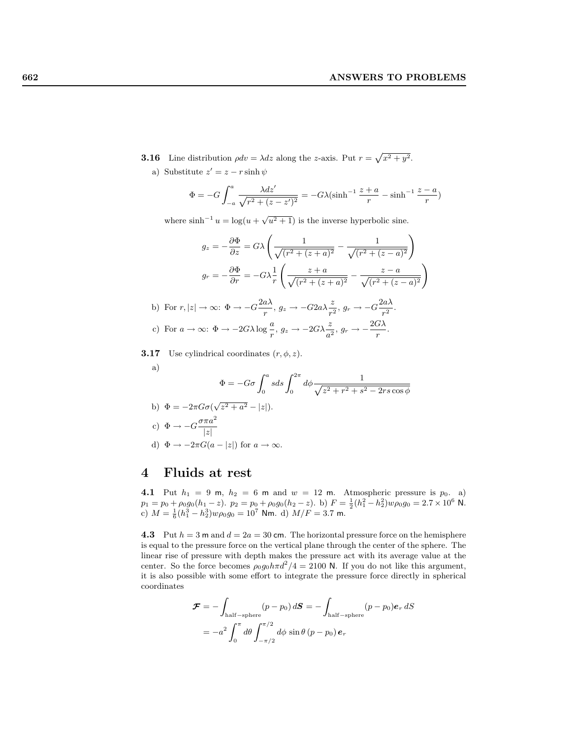**3.16** Line distribution $\rho dv = \lambda dz$ along the $z$-axis. Put $r = \sqrt{x^2+y^2}$.

a) Substitute $z' = z - r\sinh\psi$

$$\Phi = -G\int_{-a}^{a} \frac{\lambda dz'}{\sqrt{r^2+(z-z')^2}} = -G\lambda(\sinh^{-1}\frac{z+a}{r} - \sinh^{-1}\frac{z-a}{r})$$

where $\sinh^{-1} u = \log(u+\sqrt{u^2+1})$ is the inverse hyperbolic sine.

$$g_z = -\frac{\partial \Phi}{\partial z} = G\lambda\left(\frac{1}{\sqrt{(r^2+(z+a)^2}} - \frac{1}{\sqrt{(r^2+(z-a)^2}}\right)$$

$$g_r = -\frac{\partial \Phi}{\partial r} = -G\lambda\frac{1}{r}\left(\frac{z+a}{\sqrt{(r^2+(z+a)^2}} - \frac{z-a}{\sqrt{(r^2+(z-a)^2}}\right)$$

b) For $r, |z| \to \infty$: $\Phi \to -G\dfrac{2a\lambda}{r}$, $g_z \to -G2a\lambda\dfrac{z}{r^2}$, $g_r \to -G\dfrac{2a\lambda}{r^2}$.

c) For $a \to \infty$: $\Phi \to -2G\lambda\log\dfrac{a}{r}$, $g_z \to -2G\lambda\dfrac{z}{a^2}$, $g_r \to -\dfrac{2G\lambda}{r}$.

**3.17** Use cylindrical coordinates $(r, \phi, z)$.

a)

$$\Phi = -G\sigma\int_0^a sds\int_0^{2\pi} d\phi \frac{1}{\sqrt{z^2+r^2+s^2-2rs\cos\phi}}$$

b) $\Phi = -2\pi G\sigma(\sqrt{z^2+a^2} - |z|)$.

c) $\Phi \to -G\dfrac{\sigma\pi a^2}{|z|}$

d) $\Phi \to -2\pi G(a-|z|)$ for $a \to \infty$.

# 4 Fluids at rest

**4.1** Put $h_1 = 9$ m, $h_2 = 6$ m and $w = 12$ m. Atmospheric pressure is $p_0$. a) $p_1 = p_0 + \rho_0 g_0(h_1 - z)$. $p_2 = p_0 + \rho_0 g_0(h_2 - z)$. b) $F = \frac{1}{2}(h_1^2 - h_2^2)w\rho_0 g_0 = 2.7\times 10^6$ N. c) $M = \frac{1}{6}(h_1^3 - h_2^3)w\rho_0 g_0 = 10^7$ Nm. d) $M/F = 3.7$ m.

**4.3** Put $h = 3$ m and $d = 2a = 30$ cm. The horizontal pressure force on the hemisphere is equal to the pressure force on the vertical plane through the center of the sphere. The linear rise of pressure with depth makes the pressure act with its average value at the center. So the force becomes $\rho_0 g_0 h\pi d^2/4 = 2100$ N. If you do not like this argument, it is also possible with some effort to integrate the pressure force directly in spherical coordinates

$$\begin{aligned}\boldsymbol{\mathcal{F}} &= -\int_{\text{half-sphere}} (p-p_0)\,d\boldsymbol{S} = -\int_{\text{half-sphere}} (p-p_0)\boldsymbol{e}_r\,dS \\ &= -a^2\int_0^{\pi} d\theta \int_{-\pi/2}^{\pi/2} d\phi\,\sin\theta\,(p-p_0)\,\boldsymbol{e}_r\end{aligned}$$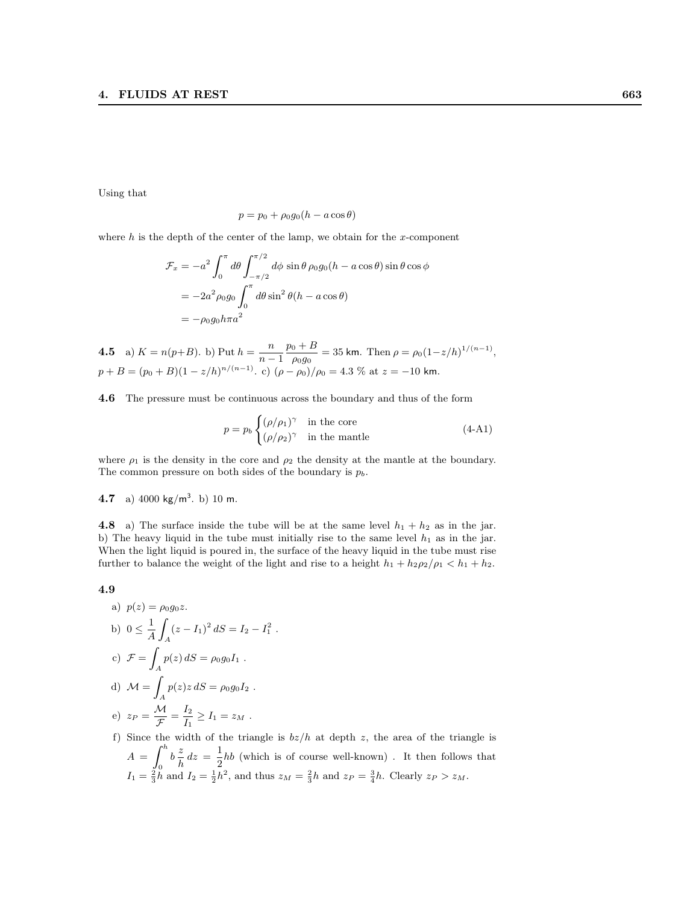Using that

$$p = p_0 + \rho_0 g_0 (h - a\cos\theta)$$

where $h$ is the depth of the center of the lamp, we obtain for the $x$-component

$$\begin{aligned}
\mathcal{F}_x &= -a^2 \int_0^\pi d\theta \int_{-\pi/2}^{\pi/2} d\phi \, \sin\theta \, \rho_0 g_0 (h - a\cos\theta) \sin\theta \cos\phi \\
&= -2a^2 \rho_0 g_0 \int_0^\pi d\theta \sin^2\theta (h - a\cos\theta) \\
&= -\rho_0 g_0 h \pi a^2
\end{aligned}$$

**4.5** a) $K = n(p+B)$. b) Put $h = \dfrac{n}{n-1}\dfrac{p_0 + B}{\rho_0 g_0} = 35$ km. Then $\rho = \rho_0(1-z/h)^{1/(n-1)}$, $p + B = (p_0 + B)(1 - z/h)^{n/(n-1)}$. c) $(\rho - \rho_0)/\rho_0 = 4.3$ % at $z = -10$ km.

**4.6** The pressure must be continuous across the boundary and thus of the form

$$p = p_b \begin{cases} (\rho/\rho_1)^\gamma & \text{in the core} \\ (\rho/\rho_2)^\gamma & \text{in the mantle} \end{cases} \tag{4-A1}$$

where $\rho_1$ is the density in the core and $\rho_2$ the density at the mantle at the boundary. The common pressure on both sides of the boundary is $p_b$.

**4.7** a) 4000 kg/m$^3$. b) 10 m.

**4.8** a) The surface inside the tube will be at the same level $h_1 + h_2$ as in the jar. b) The heavy liquid in the tube must initially rise to the same level $h_1$ as in the jar. When the light liquid is poured in, the surface of the heavy liquid in the tube must rise further to balance the weight of the light and rise to a height $h_1 + h_2\rho_2/\rho_1 < h_1 + h_2$.

**4.9**

a) $p(z) = \rho_0 g_0 z$.

b) $0 \le \dfrac{1}{A}\displaystyle\int_A (z - I_1)^2 \, dS = I_2 - I_1^2$ .

c) $\mathcal{F} = \displaystyle\int_A p(z) \, dS = \rho_0 g_0 I_1$ .

d) $\mathcal{M} = \displaystyle\int_A p(z) z \, dS = \rho_0 g_0 I_2$ .

e) $z_P = \dfrac{\mathcal{M}}{\mathcal{F}} = \dfrac{I_2}{I_1} \ge I_1 = z_M$ .

f) Since the width of the triangle is $bz/h$ at depth $z$, the area of the triangle is $A = \displaystyle\int_0^h b\frac{z}{h} \, dz = \frac{1}{2}hb$ (which is of course well-known) . It then follows that $I_1 = \frac{2}{3}h$ and $I_2 = \frac{1}{2}h^2$, and thus $z_M = \frac{2}{3}h$ and $z_P = \frac{3}{4}h$. Clearly $z_P > z_M$.